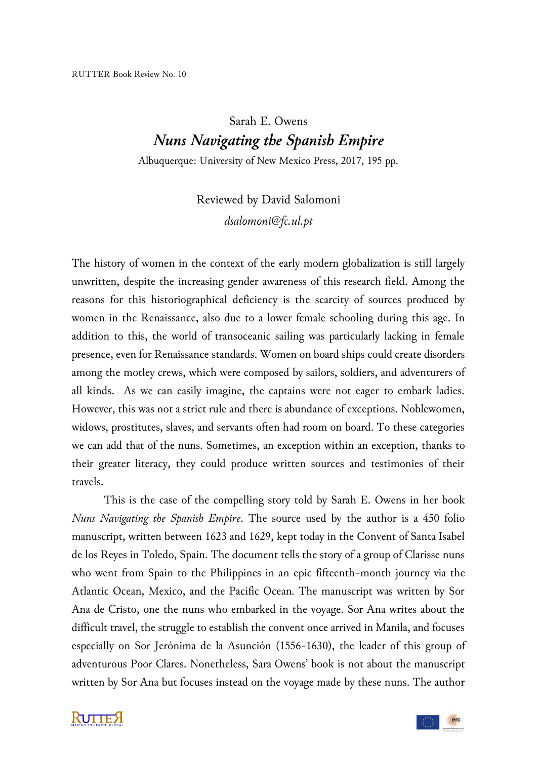RUTTER Book Review No. 10

Sarah E. Owens

# *Nuns Navigating the Spanish Empire*

Albuquerque: University of New Mexico Press, 2017, 195 pp.

Reviewed by David Salomoni

*dsalomoni@fc.ul.pt*

The history of women in the context of the early modern globalization is still largely unwritten, despite the increasing gender awareness of this research field. Among the reasons for this historiographical deficiency is the scarcity of sources produced by women in the Renaissance, also due to a lower female schooling during this age. In addition to this, the world of transoceanic sailing was particularly lacking in female presence, even for Renaissance standards. Women on board ships could create disorders among the motley crews, which were composed by sailors, soldiers, and adventurers of all kinds. As we can easily imagine, the captains were not eager to embark ladies. However, this was not a strict rule and there is abundance of exceptions. Noblewomen, widows, prostitutes, slaves, and servants often had room on board. To these categories we can add that of the nuns. Sometimes, an exception within an exception, thanks to their greater literacy, they could produce written sources and testimonies of their travels.

This is the case of the compelling story told by Sarah E. Owens in her book *Nuns Navigating the Spanish Empire*. The source used by the author is a 450 folio manuscript, written between 1623 and 1629, kept today in the Convent of Santa Isabel de los Reyes in Toledo, Spain. The document tells the story of a group of Clarisse nuns who went from Spain to the Philippines in an epic fifteenth-month journey via the Atlantic Ocean, Mexico, and the Pacific Ocean. The manuscript was written by Sor Ana de Cristo, one the nuns who embarked in the voyage. Sor Ana writes about the difficult travel, the struggle to establish the convent once arrived in Manila, and focuses especially on Sor Jerónima de la Asunción (1556-1630), the leader of this group of adventurous Poor Clares. Nonetheless, Sara Owens' book is not about the manuscript written by Sor Ana but focuses instead on the voyage made by these nuns. The author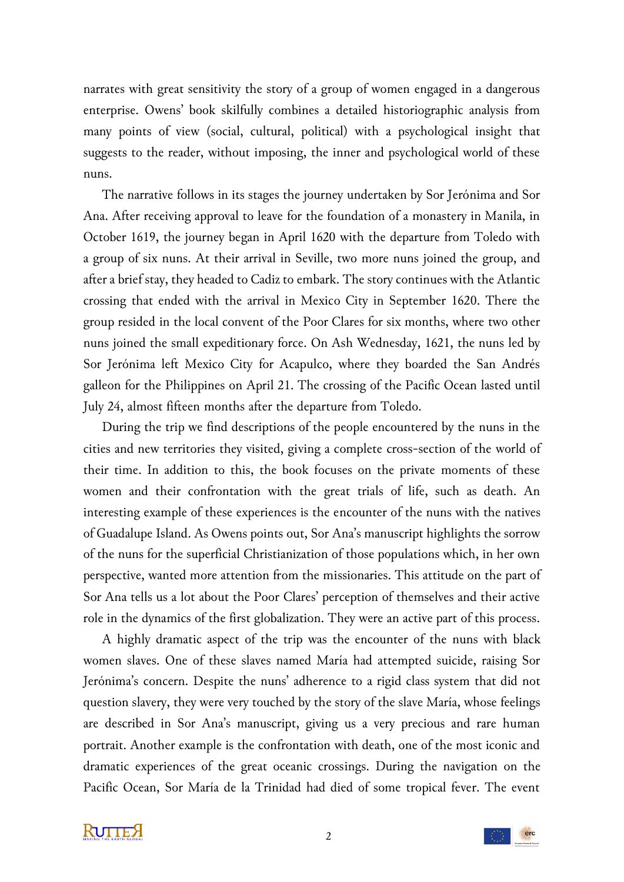narrates with great sensitivity the story of a group of women engaged in a dangerous enterprise. Owens' book skilfully combines a detailed historiographic analysis from many points of view (social, cultural, political) with a psychological insight that suggests to the reader, without imposing, the inner and psychological world of these nuns.

The narrative follows in its stages the journey undertaken by Sor Jerónima and Sor Ana. After receiving approval to leave for the foundation of a monastery in Manila, in October 1619, the journey began in April 1620 with the departure from Toledo with a group of six nuns. At their arrival in Seville, two more nuns joined the group, and after a brief stay, they headed to Cadiz to embark. The story continues with the Atlantic crossing that ended with the arrival in Mexico City in September 1620. There the group resided in the local convent of the Poor Clares for six months, where two other nuns joined the small expeditionary force. On Ash Wednesday, 1621, the nuns led by Sor Jerónima left Mexico City for Acapulco, where they boarded the San Andrés galleon for the Philippines on April 21. The crossing of the Pacific Ocean lasted until July 24, almost fifteen months after the departure from Toledo.

During the trip we find descriptions of the people encountered by the nuns in the cities and new territories they visited, giving a complete cross-section of the world of their time. In addition to this, the book focuses on the private moments of these women and their confrontation with the great trials of life, such as death. An interesting example of these experiences is the encounter of the nuns with the natives of Guadalupe Island. As Owens points out, Sor Ana's manuscript highlights the sorrow of the nuns for the superficial Christianization of those populations which, in her own perspective, wanted more attention from the missionaries. This attitude on the part of Sor Ana tells us a lot about the Poor Clares' perception of themselves and their active role in the dynamics of the first globalization. They were an active part of this process.

A highly dramatic aspect of the trip was the encounter of the nuns with black women slaves. One of these slaves named María had attempted suicide, raising Sor Jerónima's concern. Despite the nuns' adherence to a rigid class system that did not question slavery, they were very touched by the story of the slave María, whose feelings are described in Sor Ana's manuscript, giving us a very precious and rare human portrait. Another example is the confrontation with death, one of the most iconic and dramatic experiences of the great oceanic crossings. During the navigation on the Pacific Ocean, Sor María de la Trinidad had died of some tropical fever. The event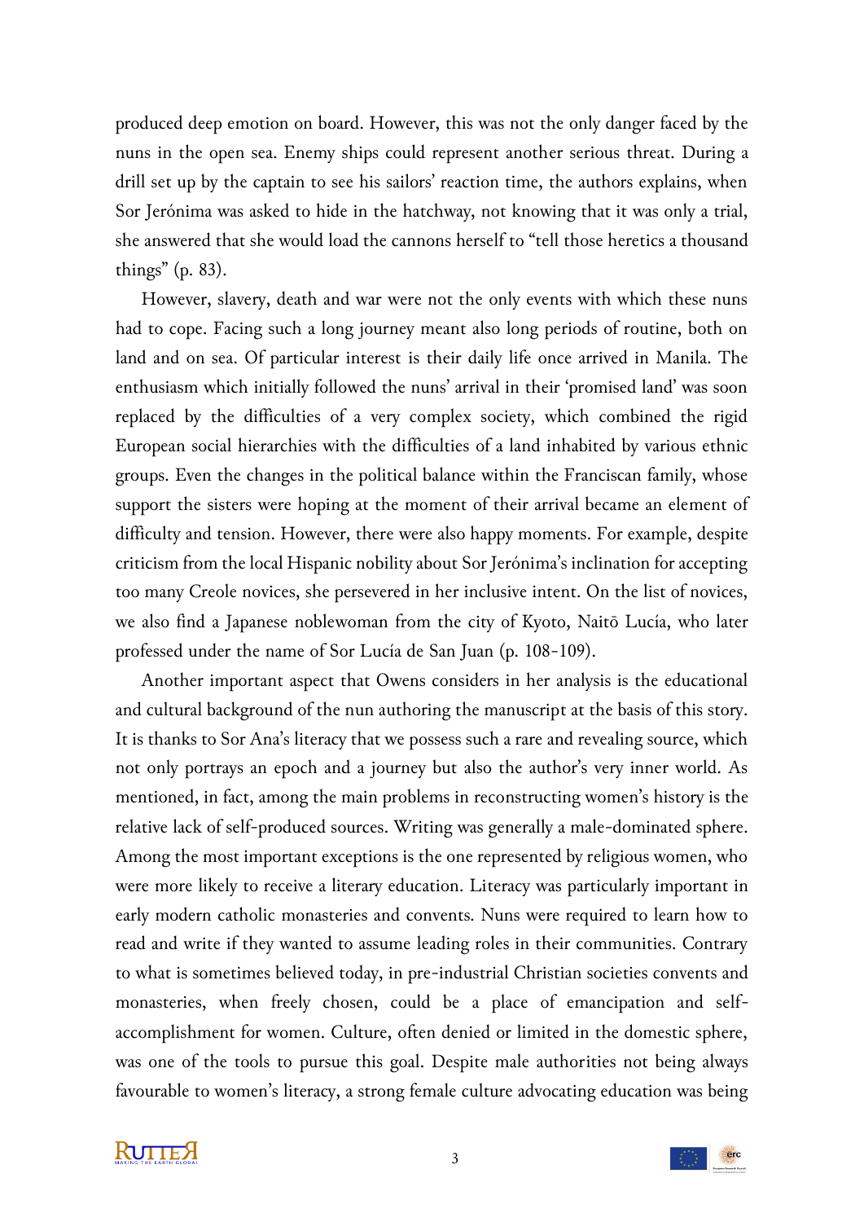produced deep emotion on board. However, this was not the only danger faced by the nuns in the open sea. Enemy ships could represent another serious threat. During a drill set up by the captain to see his sailors' reaction time, the authors explains, when Sor Jerónima was asked to hide in the hatchway, not knowing that it was only a trial, she answered that she would load the cannons herself to "tell those heretics a thousand things" (p. 83).

However, slavery, death and war were not the only events with which these nuns had to cope. Facing such a long journey meant also long periods of routine, both on land and on sea. Of particular interest is their daily life once arrived in Manila. The enthusiasm which initially followed the nuns' arrival in their 'promised land' was soon replaced by the difficulties of a very complex society, which combined the rigid European social hierarchies with the difficulties of a land inhabited by various ethnic groups. Even the changes in the political balance within the Franciscan family, whose support the sisters were hoping at the moment of their arrival became an element of difficulty and tension. However, there were also happy moments. For example, despite criticism from the local Hispanic nobility about Sor Jerónima's inclination for accepting too many Creole novices, she persevered in her inclusive intent. On the list of novices, we also find a Japanese noblewoman from the city of Kyoto, Naitō Lucía, who later professed under the name of Sor Lucía de San Juan (p. 108-109).

Another important aspect that Owens considers in her analysis is the educational and cultural background of the nun authoring the manuscript at the basis of this story. It is thanks to Sor Ana's literacy that we possess such a rare and revealing source, which not only portrays an epoch and a journey but also the author's very inner world. As mentioned, in fact, among the main problems in reconstructing women's history is the relative lack of self-produced sources. Writing was generally a male-dominated sphere. Among the most important exceptions is the one represented by religious women, who were more likely to receive a literary education. Literacy was particularly important in early modern catholic monasteries and convents. Nuns were required to learn how to read and write if they wanted to assume leading roles in their communities. Contrary to what is sometimes believed today, in pre-industrial Christian societies convents and monasteries, when freely chosen, could be a place of emancipation and self-accomplishment for women. Culture, often denied or limited in the domestic sphere, was one of the tools to pursue this goal. Despite male authorities not being always favourable to women's literacy, a strong female culture advocating education was being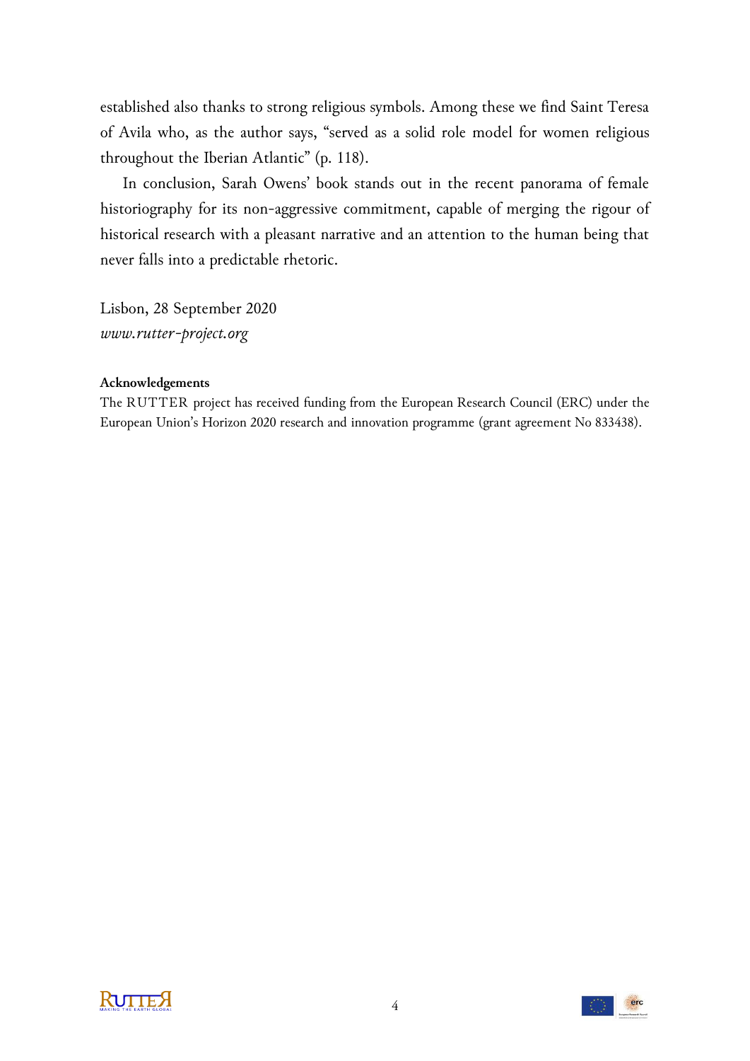established also thanks to strong religious symbols. Among these we find Saint Teresa of Avila who, as the author says, "served as a solid role model for women religious throughout the Iberian Atlantic" (p. 118).

In conclusion, Sarah Owens' book stands out in the recent panorama of female historiography for its non-aggressive commitment, capable of merging the rigour of historical research with a pleasant narrative and an attention to the human being that never falls into a predictable rhetoric.

Lisbon, 28 September 2020
*www.rutter-project.org*

**Acknowledgements**

The RUTTER project has received funding from the European Research Council (ERC) under the European Union's Horizon 2020 research and innovation programme (grant agreement No 833438).